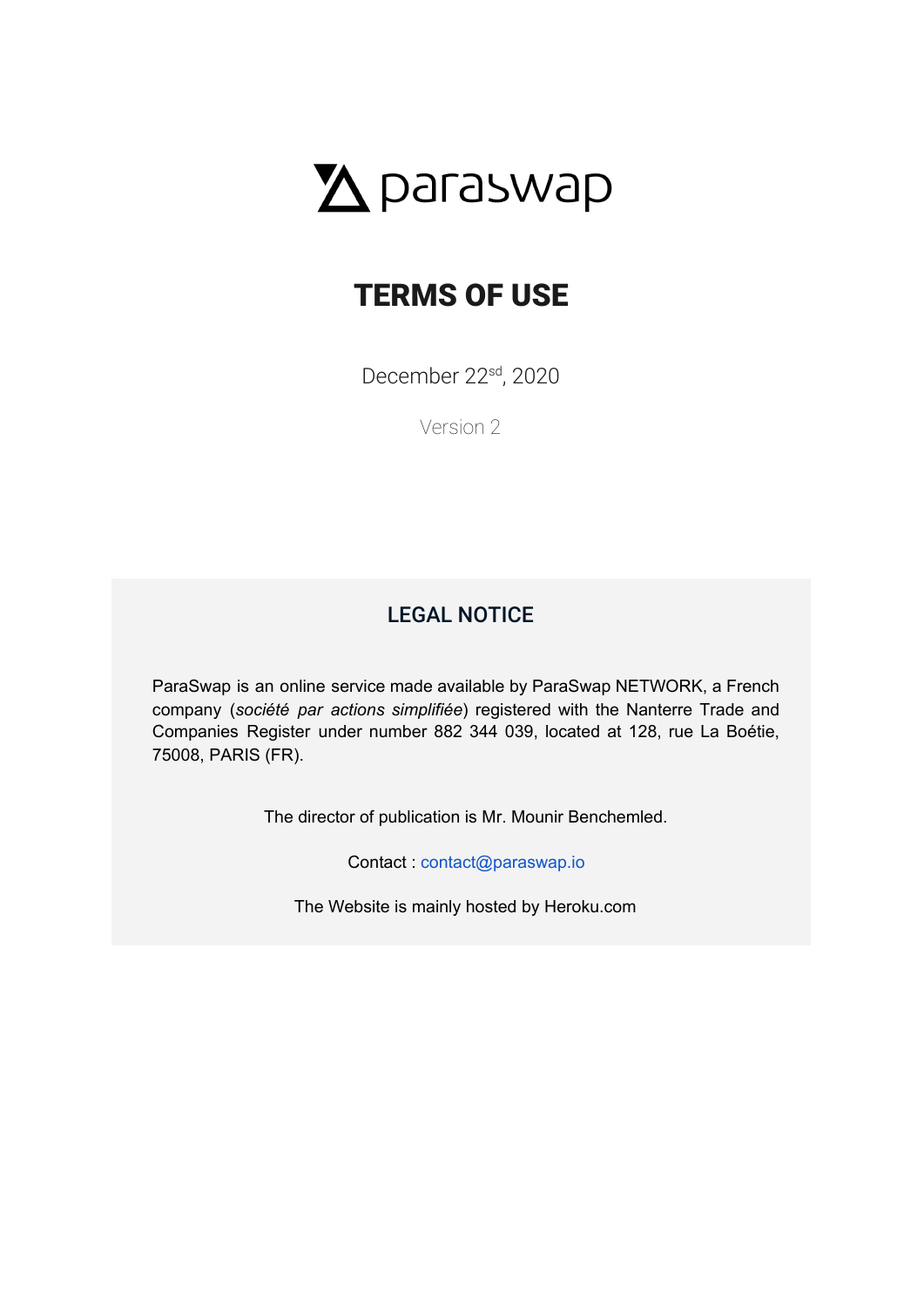paraswap

# TERMS OF USE

December 22sd, 2020

Version 2

## LEGAL NOTICE

ParaSwap is an online service made available by ParaSwap NETWORK, a French company (*société par actions simplifiée*) registered with the Nanterre Trade and Companies Register under number 882 344 039, located at 128, rue La Boétie, 75008, PARIS (FR).

The director of publication is Mr. Mounir Benchemled.

Contact : contact@paraswap.io

The Website is mainly hosted by Heroku.com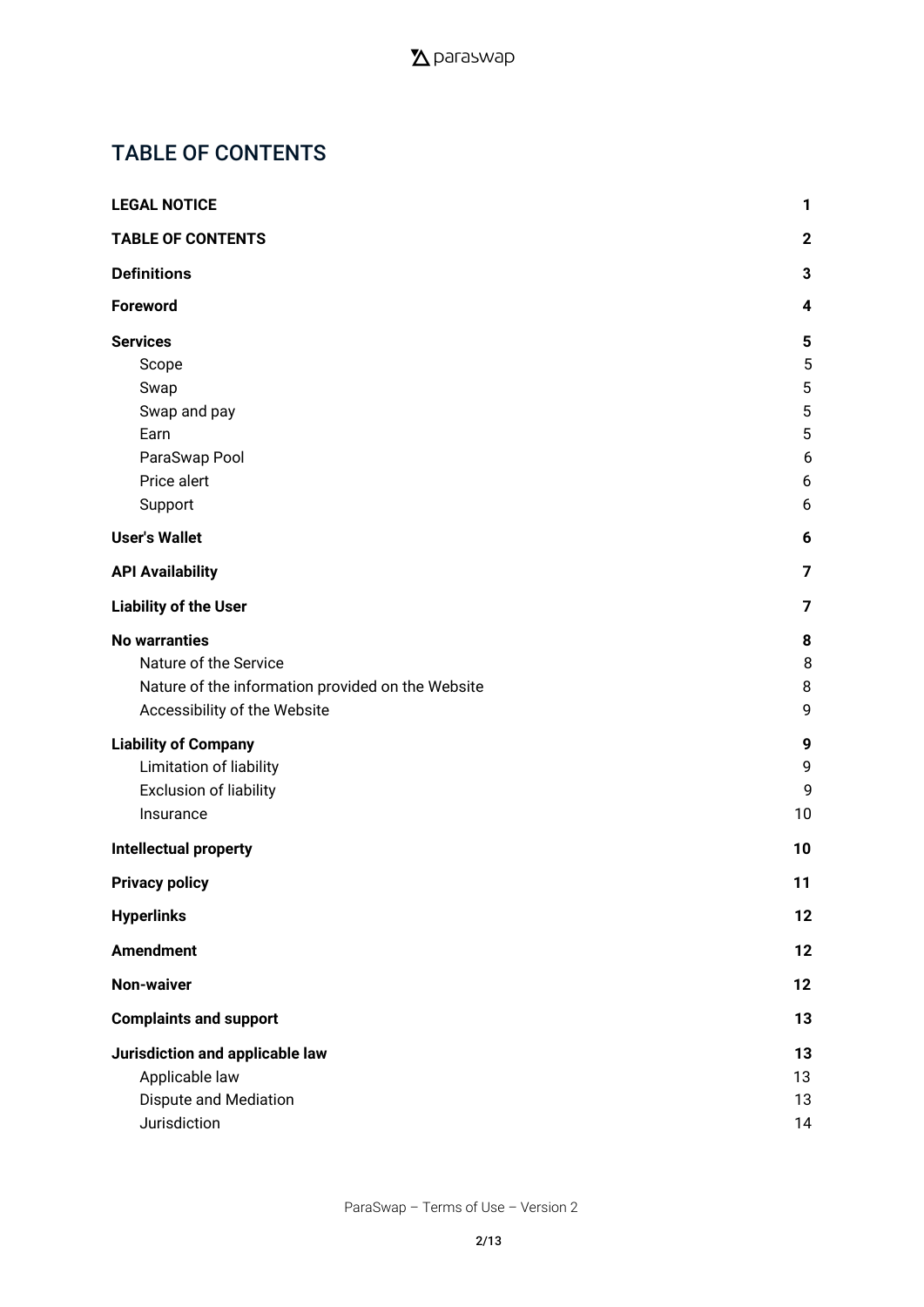# TABLE OF CONTENTS

| | |
|---|---|
| **LEGAL NOTICE** | **1** |
| **TABLE OF CONTENTS** | **2** |
| **Definitions** | **3** |
| **Foreword** | **4** |
| **Services** | **5** |
| Scope | 5 |
| Swap | 5 |
| Swap and pay | 5 |
| Earn | 5 |
| ParaSwap Pool | 6 |
| Price alert | 6 |
| Support | 6 |
| **User's Wallet** | **6** |
| **API Availability** | **7** |
| **Liability of the User** | **7** |
| **No warranties** | **8** |
| Nature of the Service | 8 |
| Nature of the information provided on the Website | 8 |
| Accessibility of the Website | 9 |
| **Liability of Company** | **9** |
| Limitation of liability | 9 |
| Exclusion of liability | 9 |
| Insurance | 10 |
| **Intellectual property** | **10** |
| **Privacy policy** | **11** |
| **Hyperlinks** | **12** |
| **Amendment** | **12** |
| **Non-waiver** | **12** |
| **Complaints and support** | **13** |
| **Jurisdiction and applicable law** | **13** |
| Applicable law | 13 |
| Dispute and Mediation | 13 |
| Jurisdiction | 14 |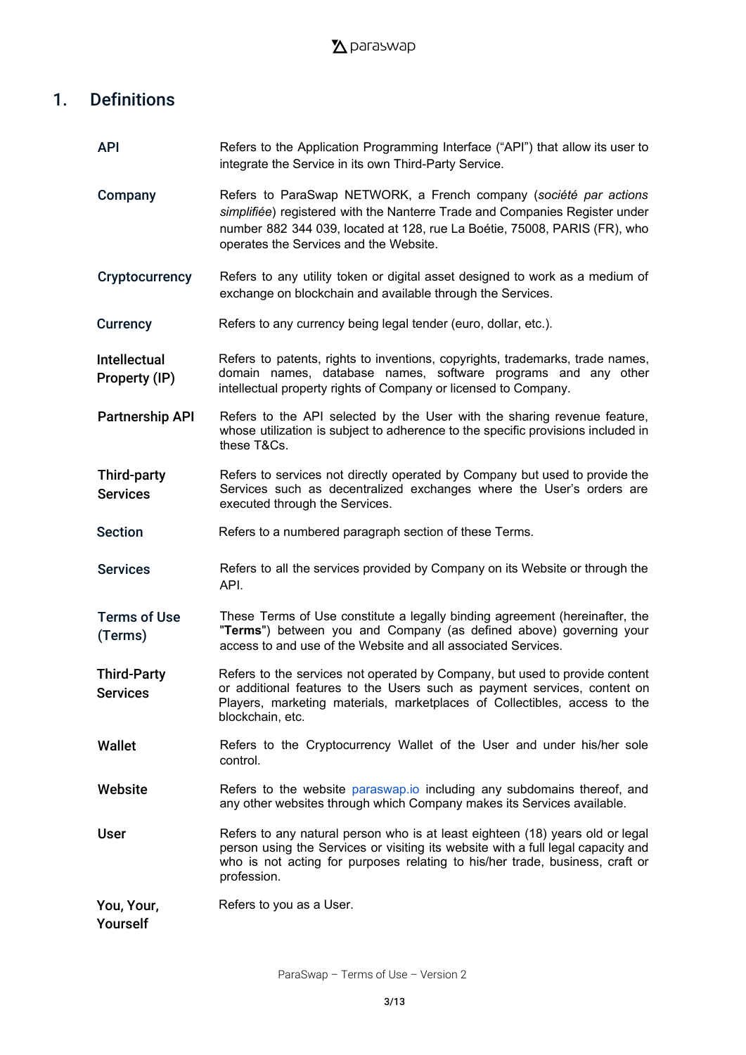# 1. Definitions

| | |
|---|---|
| **API** | Refers to the Application Programming Interface ("API") that allow its user to integrate the Service in its own Third-Party Service. |
| **Company** | Refers to ParaSwap NETWORK, a French company (*société par actions simplifiée*) registered with the Nanterre Trade and Companies Register under number 882 344 039, located at 128, rue La Boétie, 75008, PARIS (FR), who operates the Services and the Website. |
| **Cryptocurrency** | Refers to any utility token or digital asset designed to work as a medium of exchange on blockchain and available through the Services. |
| **Currency** | Refers to any currency being legal tender (euro, dollar, etc.). |
| **Intellectual Property (IP)** | Refers to patents, rights to inventions, copyrights, trademarks, trade names, domain names, database names, software programs and any other intellectual property rights of Company or licensed to Company. |
| **Partnership API** | Refers to the API selected by the User with the sharing revenue feature, whose utilization is subject to adherence to the specific provisions included in these T&Cs. |
| **Third-party Services** | Refers to services not directly operated by Company but used to provide the Services such as decentralized exchanges where the User's orders are executed through the Services. |
| **Section** | Refers to a numbered paragraph section of these Terms. |
| **Services** | Refers to all the services provided by Company on its Website or through the API. |
| **Terms of Use (Terms)** | These Terms of Use constitute a legally binding agreement (hereinafter, the "**Terms**") between you and Company (as defined above) governing your access to and use of the Website and all associated Services. |
| **Third-Party Services** | Refers to the services not operated by Company, but used to provide content or additional features to the Users such as payment services, content on Players, marketing materials, marketplaces of Collectibles, access to the blockchain, etc. |
| **Wallet** | Refers to the Cryptocurrency Wallet of the User and under his/her sole control. |
| **Website** | Refers to the website paraswap.io including any subdomains thereof, and any other websites through which Company makes its Services available. |
| **User** | Refers to any natural person who is at least eighteen (18) years old or legal person using the Services or visiting its website with a full legal capacity and who is not acting for purposes relating to his/her trade, business, craft or profession. |
| **You, Your, Yourself** | Refers to you as a User. |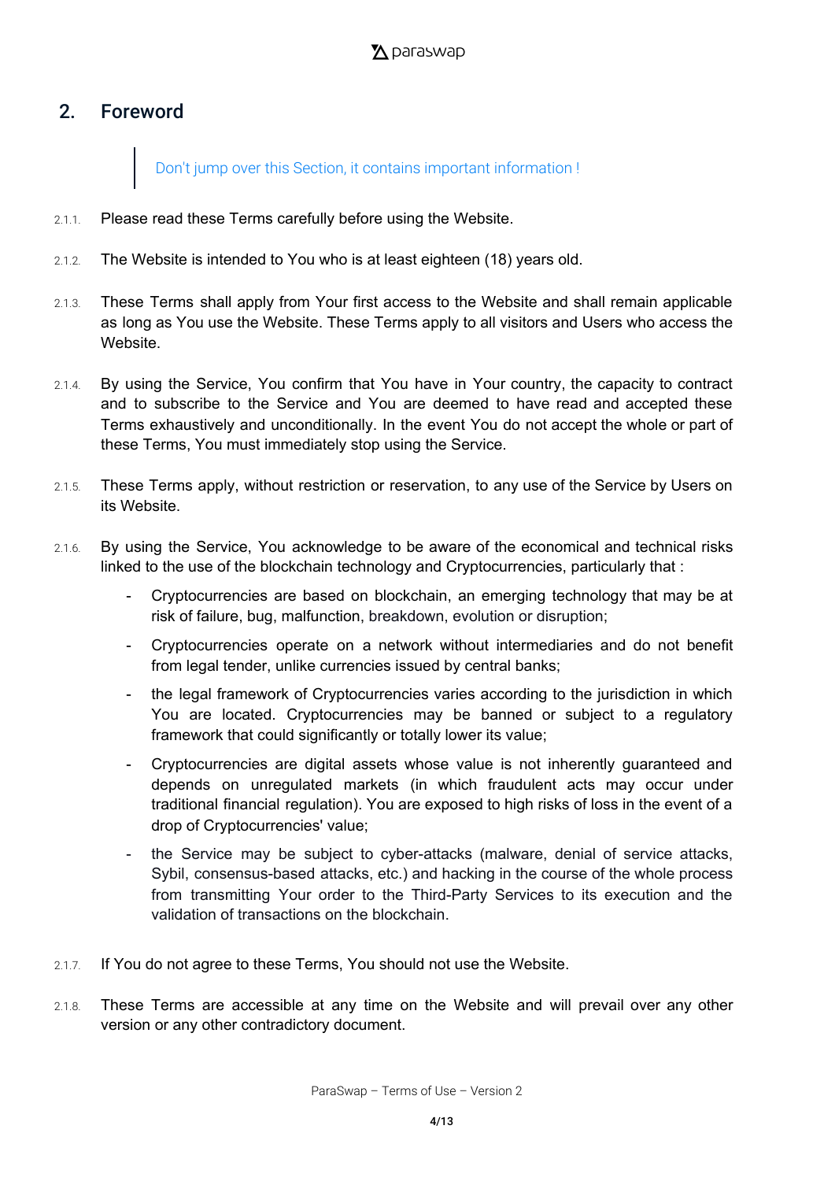## 2. Foreword

> Don't jump over this Section, it contains important information !

2.1.1. Please read these Terms carefully before using the Website.

2.1.2. The Website is intended to You who is at least eighteen (18) years old.

2.1.3. These Terms shall apply from Your first access to the Website and shall remain applicable as long as You use the Website. These Terms apply to all visitors and Users who access the Website.

2.1.4. By using the Service, You confirm that You have in Your country, the capacity to contract and to subscribe to the Service and You are deemed to have read and accepted these Terms exhaustively and unconditionally. In the event You do not accept the whole or part of these Terms, You must immediately stop using the Service.

2.1.5. These Terms apply, without restriction or reservation, to any use of the Service by Users on its Website.

2.1.6. By using the Service, You acknowledge to be aware of the economical and technical risks linked to the use of the blockchain technology and Cryptocurrencies, particularly that :

- Cryptocurrencies are based on blockchain, an emerging technology that may be at risk of failure, bug, malfunction, breakdown, evolution or disruption;
- Cryptocurrencies operate on a network without intermediaries and do not benefit from legal tender, unlike currencies issued by central banks;
- the legal framework of Cryptocurrencies varies according to the jurisdiction in which You are located. Cryptocurrencies may be banned or subject to a regulatory framework that could significantly or totally lower its value;
- Cryptocurrencies are digital assets whose value is not inherently guaranteed and depends on unregulated markets (in which fraudulent acts may occur under traditional financial regulation). You are exposed to high risks of loss in the event of a drop of Cryptocurrencies' value;
- the Service may be subject to cyber-attacks (malware, denial of service attacks, Sybil, consensus-based attacks, etc.) and hacking in the course of the whole process from transmitting Your order to the Third-Party Services to its execution and the validation of transactions on the blockchain.

2.1.7. If You do not agree to these Terms, You should not use the Website.

2.1.8. These Terms are accessible at any time on the Website and will prevail over any other version or any other contradictory document.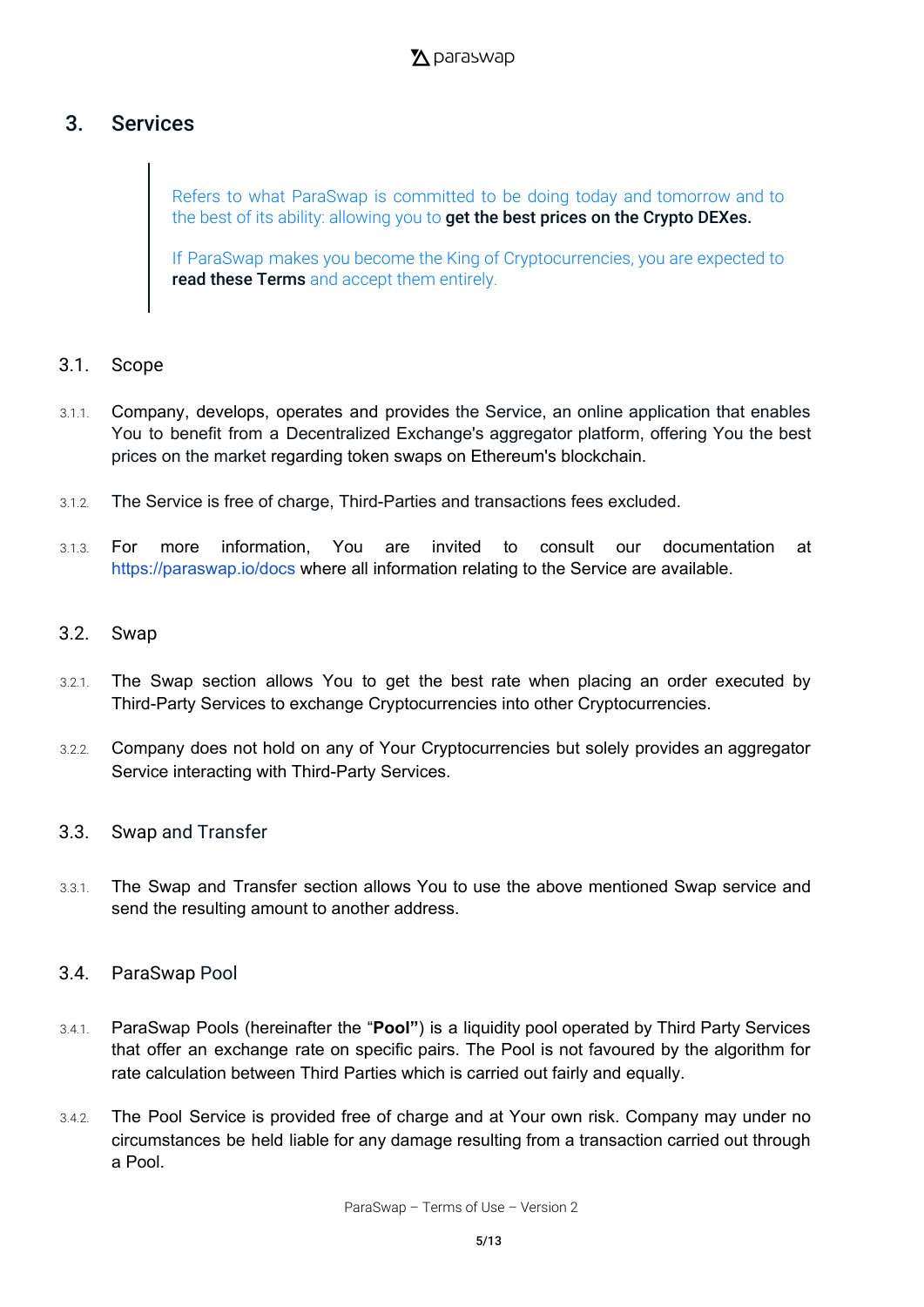## 3. Services

> Refers to what ParaSwap is committed to be doing today and tomorrow and to the best of its ability: allowing you to **get the best prices on the Crypto DEXes.**
>
> If ParaSwap makes you become the King of Cryptocurrencies, you are expected to **read these Terms** and accept them entirely.

### 3.1. Scope

3.1.1. Company, develops, operates and provides the Service, an online application that enables You to benefit from a Decentralized Exchange's aggregator platform, offering You the best prices on the market regarding token swaps on Ethereum's blockchain.

3.1.2. The Service is free of charge, Third-Parties and transactions fees excluded.

3.1.3. For more information, You are invited to consult our documentation at https://paraswap.io/docs where all information relating to the Service are available.

### 3.2. Swap

3.2.1. The Swap section allows You to get the best rate when placing an order executed by Third-Party Services to exchange Cryptocurrencies into other Cryptocurrencies.

3.2.2. Company does not hold on any of Your Cryptocurrencies but solely provides an aggregator Service interacting with Third-Party Services.

### 3.3. Swap and Transfer

3.3.1. The Swap and Transfer section allows You to use the above mentioned Swap service and send the resulting amount to another address.

### 3.4. ParaSwap Pool

3.4.1. ParaSwap Pools (hereinafter the "**Pool**") is a liquidity pool operated by Third Party Services that offer an exchange rate on specific pairs. The Pool is not favoured by the algorithm for rate calculation between Third Parties which is carried out fairly and equally.

3.4.2. The Pool Service is provided free of charge and at Your own risk. Company may under no circumstances be held liable for any damage resulting from a transaction carried out through a Pool.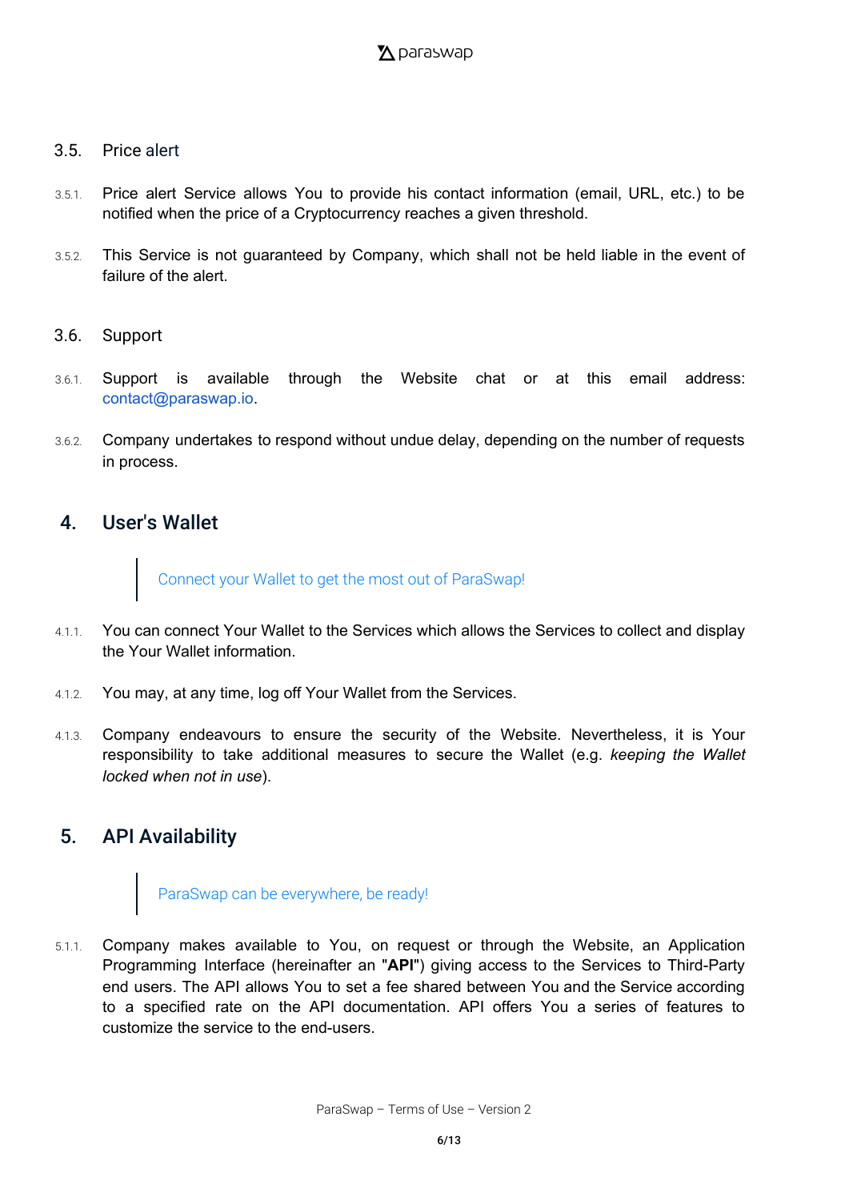### 3.5. Price alert

3.5.1. Price alert Service allows You to provide his contact information (email, URL, etc.) to be notified when the price of a Cryptocurrency reaches a given threshold.

3.5.2. This Service is not guaranteed by Company, which shall not be held liable in the event of failure of the alert.

### 3.6. Support

3.6.1. Support is available through the Website chat or at this email address: contact@paraswap.io.

3.6.2. Company undertakes to respond without undue delay, depending on the number of requests in process.

## 4. User's Wallet

> Connect your Wallet to get the most out of ParaSwap!

4.1.1. You can connect Your Wallet to the Services which allows the Services to collect and display the Your Wallet information.

4.1.2. You may, at any time, log off Your Wallet from the Services.

4.1.3. Company endeavours to ensure the security of the Website. Nevertheless, it is Your responsibility to take additional measures to secure the Wallet (e.g. *keeping the Wallet locked when not in use*).

## 5. API Availability

> ParaSwap can be everywhere, be ready!

5.1.1. Company makes available to You, on request or through the Website, an Application Programming Interface (hereinafter an "**API**") giving access to the Services to Third-Party end users. The API allows You to set a fee shared between You and the Service according to a specified rate on the API documentation. API offers You a series of features to customize the service to the end-users.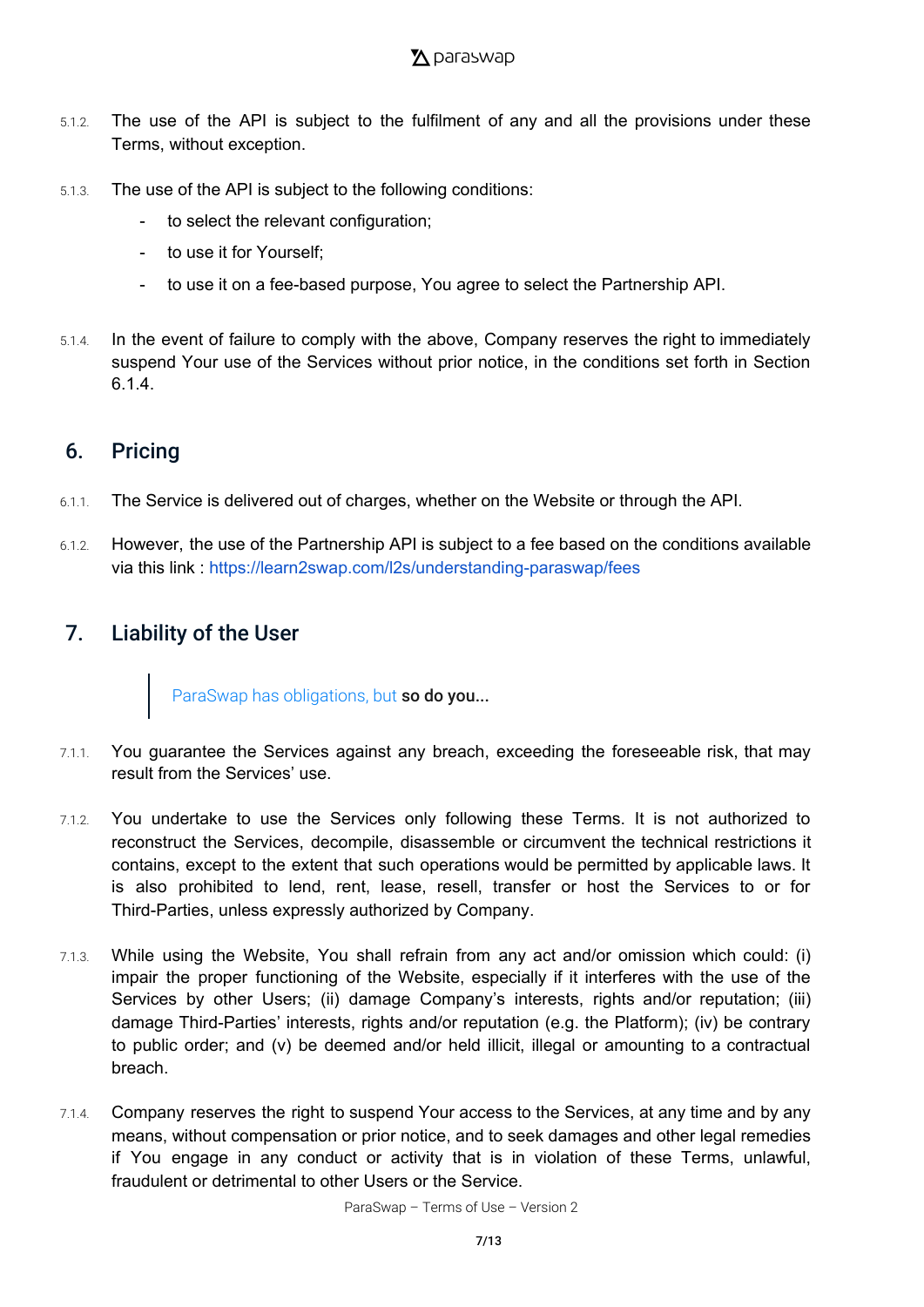5.1.2. The use of the API is subject to the fulfilment of any and all the provisions under these Terms, without exception.

5.1.3. The use of the API is subject to the following conditions:

- to select the relevant configuration;
- to use it for Yourself;
- to use it on a fee-based purpose, You agree to select the Partnership API.

5.1.4. In the event of failure to comply with the above, Company reserves the right to immediately suspend Your use of the Services without prior notice, in the conditions set forth in Section 6.1.4.

## 6. Pricing

6.1.1. The Service is delivered out of charges, whether on the Website or through the API.

6.1.2. However, the use of the Partnership API is subject to a fee based on the conditions available via this link : https://learn2swap.com/l2s/understanding-paraswap/fees

## 7. Liability of the User

> ParaSwap has obligations, but **so do you...**

7.1.1. You guarantee the Services against any breach, exceeding the foreseeable risk, that may result from the Services' use.

7.1.2. You undertake to use the Services only following these Terms. It is not authorized to reconstruct the Services, decompile, disassemble or circumvent the technical restrictions it contains, except to the extent that such operations would be permitted by applicable laws. It is also prohibited to lend, rent, lease, resell, transfer or host the Services to or for Third-Parties, unless expressly authorized by Company.

7.1.3. While using the Website, You shall refrain from any act and/or omission which could: (i) impair the proper functioning of the Website, especially if it interferes with the use of the Services by other Users; (ii) damage Company's interests, rights and/or reputation; (iii) damage Third-Parties' interests, rights and/or reputation (e.g. the Platform); (iv) be contrary to public order; and (v) be deemed and/or held illicit, illegal or amounting to a contractual breach.

7.1.4. Company reserves the right to suspend Your access to the Services, at any time and by any means, without compensation or prior notice, and to seek damages and other legal remedies if You engage in any conduct or activity that is in violation of these Terms, unlawful, fraudulent or detrimental to other Users or the Service.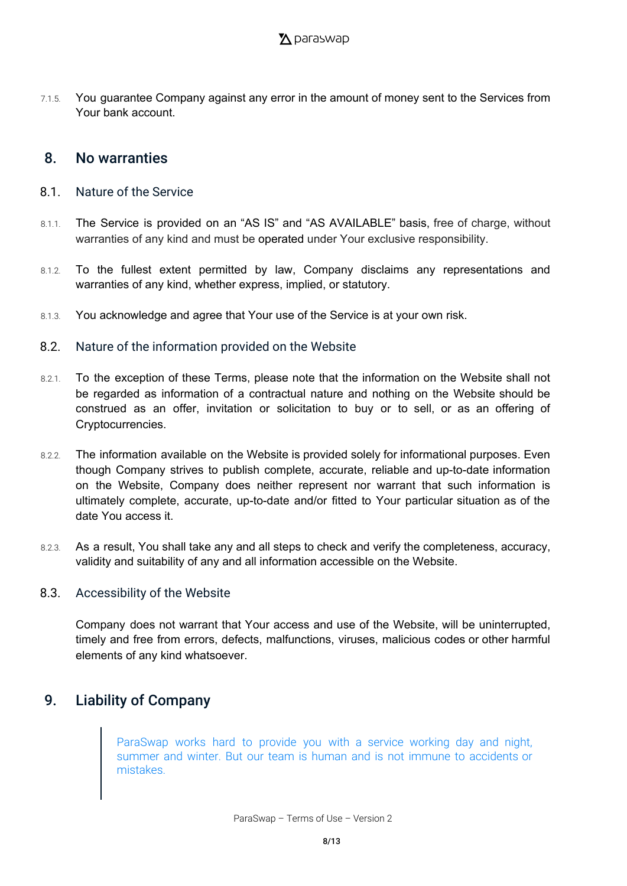7.1.5. You guarantee Company against any error in the amount of money sent to the Services from Your bank account.

## 8. No warranties

### 8.1. Nature of the Service

8.1.1. The Service is provided on an “AS IS” and “AS AVAILABLE” basis, free of charge, without warranties of any kind and must be operated under Your exclusive responsibility.

8.1.2. To the fullest extent permitted by law, Company disclaims any representations and warranties of any kind, whether express, implied, or statutory.

8.1.3. You acknowledge and agree that Your use of the Service is at your own risk.

### 8.2. Nature of the information provided on the Website

8.2.1. To the exception of these Terms, please note that the information on the Website shall not be regarded as information of a contractual nature and nothing on the Website should be construed as an offer, invitation or solicitation to buy or to sell, or as an offering of Cryptocurrencies.

8.2.2. The information available on the Website is provided solely for informational purposes. Even though Company strives to publish complete, accurate, reliable and up-to-date information on the Website, Company does neither represent nor warrant that such information is ultimately complete, accurate, up-to-date and/or fitted to Your particular situation as of the date You access it.

8.2.3. As a result, You shall take any and all steps to check and verify the completeness, accuracy, validity and suitability of any and all information accessible on the Website.

### 8.3. Accessibility of the Website

Company does not warrant that Your access and use of the Website, will be uninterrupted, timely and free from errors, defects, malfunctions, viruses, malicious codes or other harmful elements of any kind whatsoever.

## 9. Liability of Company

> ParaSwap works hard to provide you with a service working day and night, summer and winter. But our team is human and is not immune to accidents or mistakes.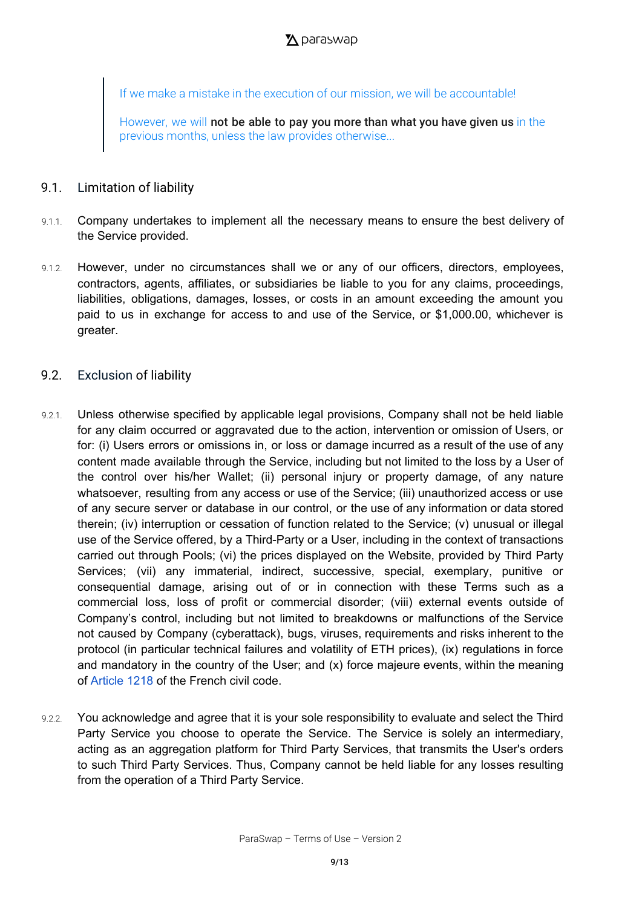> If we make a mistake in the execution of our mission, we will be accountable!
>
> However, we will **not be able to pay you more than what you have given us** in the previous months, unless the law provides otherwise...

## 9.1. Limitation of liability

9.1.1. Company undertakes to implement all the necessary means to ensure the best delivery of the Service provided.

9.1.2. However, under no circumstances shall we or any of our officers, directors, employees, contractors, agents, affiliates, or subsidiaries be liable to you for any claims, proceedings, liabilities, obligations, damages, losses, or costs in an amount exceeding the amount you paid to us in exchange for access to and use of the Service, or $1,000.00, whichever is greater.

## 9.2. Exclusion of liability

9.2.1. Unless otherwise specified by applicable legal provisions, Company shall not be held liable for any claim occurred or aggravated due to the action, intervention or omission of Users, or for: (i) Users errors or omissions in, or loss or damage incurred as a result of the use of any content made available through the Service, including but not limited to the loss by a User of the control over his/her Wallet; (ii) personal injury or property damage, of any nature whatsoever, resulting from any access or use of the Service; (iii) unauthorized access or use of any secure server or database in our control, or the use of any information or data stored therein; (iv) interruption or cessation of function related to the Service; (v) unusual or illegal use of the Service offered, by a Third-Party or a User, including in the context of transactions carried out through Pools; (vi) the prices displayed on the Website, provided by Third Party Services; (vii) any immaterial, indirect, successive, special, exemplary, punitive or consequential damage, arising out of or in connection with these Terms such as a commercial loss, loss of profit or commercial disorder; (viii) external events outside of Company's control, including but not limited to breakdowns or malfunctions of the Service not caused by Company (cyberattack), bugs, viruses, requirements and risks inherent to the protocol (in particular technical failures and volatility of ETH prices), (ix) regulations in force and mandatory in the country of the User; and (x) force majeure events, within the meaning of Article 1218 of the French civil code.

9.2.2. You acknowledge and agree that it is your sole responsibility to evaluate and select the Third Party Service you choose to operate the Service. The Service is solely an intermediary, acting as an aggregation platform for Third Party Services, that transmits the User's orders to such Third Party Services. Thus, Company cannot be held liable for any losses resulting from the operation of a Third Party Service.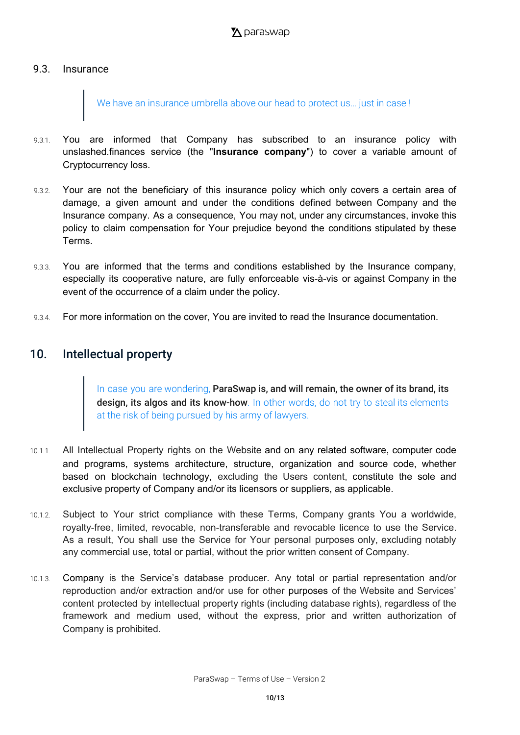### 9.3. Insurance

> We have an insurance umbrella above our head to protect us… just in case !

9.3.1. You are informed that Company has subscribed to an insurance policy with unslashed.finances service (the "**Insurance company**") to cover a variable amount of Cryptocurrency loss.

9.3.2. Your are not the beneficiary of this insurance policy which only covers a certain area of damage, a given amount and under the conditions defined between Company and the Insurance company. As a consequence, You may not, under any circumstances, invoke this policy to claim compensation for Your prejudice beyond the conditions stipulated by these Terms.

9.3.3. You are informed that the terms and conditions established by the Insurance company, especially its cooperative nature, are fully enforceable vis-à-vis or against Company in the event of the occurrence of a claim under the policy.

9.3.4. For more information on the cover, You are invited to read the Insurance documentation.

## 10. Intellectual property

> In case you are wondering, **ParaSwap is, and will remain, the owner of its brand, its design, its algos and its know-how**. In other words, do not try to steal its elements at the risk of being pursued by his army of lawyers.

10.1.1. All Intellectual Property rights on the Website and on any related software, computer code and programs, systems architecture, structure, organization and source code, whether based on blockchain technology, excluding the Users content, constitute the sole and exclusive property of Company and/or its licensors or suppliers, as applicable.

10.1.2. Subject to Your strict compliance with these Terms, Company grants You a worldwide, royalty-free, limited, revocable, non-transferable and revocable licence to use the Service. As a result, You shall use the Service for Your personal purposes only, excluding notably any commercial use, total or partial, without the prior written consent of Company.

10.1.3. Company is the Service's database producer. Any total or partial representation and/or reproduction and/or extraction and/or use for other purposes of the Website and Services' content protected by intellectual property rights (including database rights), regardless of the framework and medium used, without the express, prior and written authorization of Company is prohibited.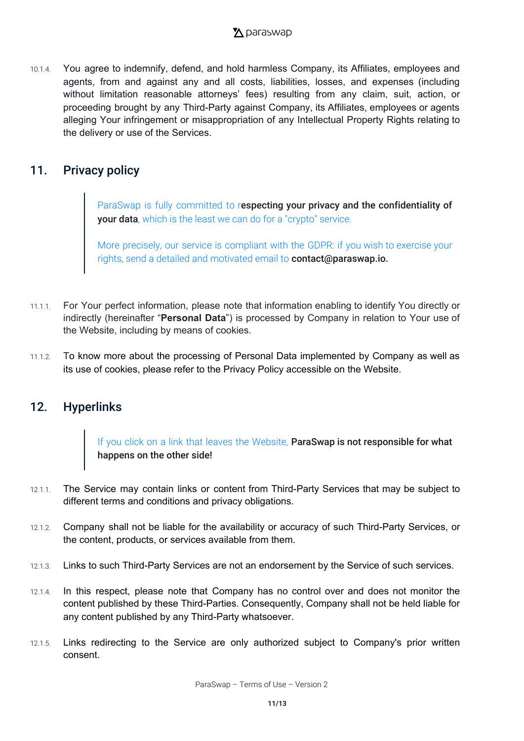10.1.4. You agree to indemnify, defend, and hold harmless Company, its Affiliates, employees and agents, from and against any and all costs, liabilities, losses, and expenses (including without limitation reasonable attorneys' fees) resulting from any claim, suit, action, or proceeding brought by any Third-Party against Company, its Affiliates, employees or agents alleging Your infringement or misappropriation of any Intellectual Property Rights relating to the delivery or use of the Services.

## 11. Privacy policy

> ParaSwap is fully committed to r**especting your privacy and the confidentiality of your data**, which is the least we can do for a "crypto" service.
>
> More precisely, our service is compliant with the GDPR: if you wish to exercise your rights, send a detailed and motivated email to **contact@paraswap.io.**

11.1.1. For Your perfect information, please note that information enabling to identify You directly or indirectly (hereinafter "**Personal Data**") is processed by Company in relation to Your use of the Website, including by means of cookies.

11.1.2. To know more about the processing of Personal Data implemented by Company as well as its use of cookies, please refer to the Privacy Policy accessible on the Website.

## 12. Hyperlinks

> If you click on a link that leaves the Website, **ParaSwap is not responsible for what happens on the other side!**

12.1.1. The Service may contain links or content from Third-Party Services that may be subject to different terms and conditions and privacy obligations.

12.1.2. Company shall not be liable for the availability or accuracy of such Third-Party Services, or the content, products, or services available from them.

12.1.3. Links to such Third-Party Services are not an endorsement by the Service of such services.

12.1.4. In this respect, please note that Company has no control over and does not monitor the content published by these Third-Parties. Consequently, Company shall not be held liable for any content published by any Third-Party whatsoever.

12.1.5. Links redirecting to the Service are only authorized subject to Company's prior written consent.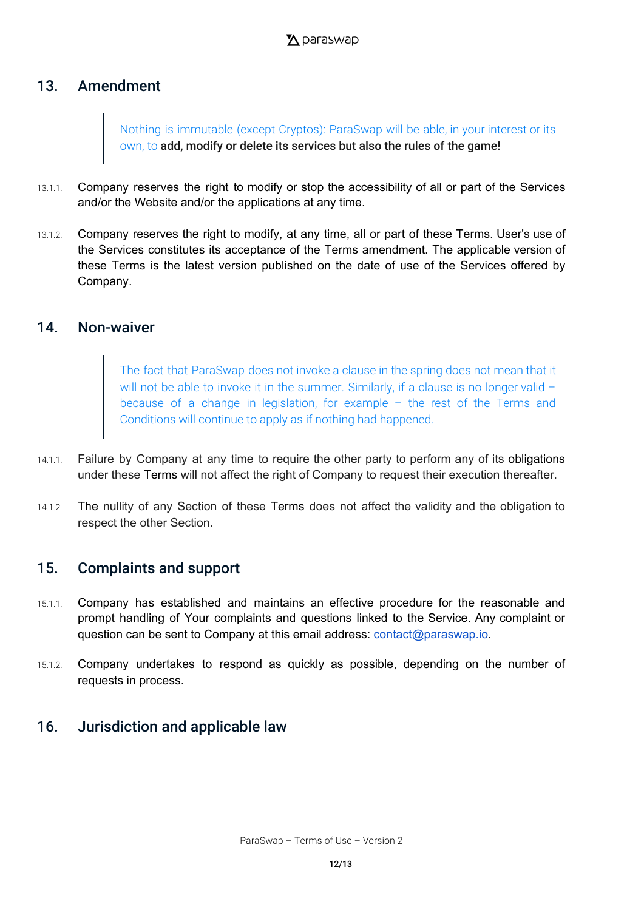## 13. Amendment

> Nothing is immutable (except Cryptos): ParaSwap will be able, in your interest or its own, to **add, modify or delete its services but also the rules of the game!**

13.1.1. Company reserves the right to modify or stop the accessibility of all or part of the Services and/or the Website and/or the applications at any time.

13.1.2. Company reserves the right to modify, at any time, all or part of these Terms. User's use of the Services constitutes its acceptance of the Terms amendment. The applicable version of these Terms is the latest version published on the date of use of the Services offered by Company.

## 14. Non-waiver

> The fact that ParaSwap does not invoke a clause in the spring does not mean that it will not be able to invoke it in the summer. Similarly, if a clause is no longer valid – because of a change in legislation, for example – the rest of the Terms and Conditions will continue to apply as if nothing had happened.

14.1.1. Failure by Company at any time to require the other party to perform any of its obligations under these Terms will not affect the right of Company to request their execution thereafter.

14.1.2. The nullity of any Section of these Terms does not affect the validity and the obligation to respect the other Section.

## 15. Complaints and support

15.1.1. Company has established and maintains an effective procedure for the reasonable and prompt handling of Your complaints and questions linked to the Service. Any complaint or question can be sent to Company at this email address: contact@paraswap.io.

15.1.2. Company undertakes to respond as quickly as possible, depending on the number of requests in process.

## 16. Jurisdiction and applicable law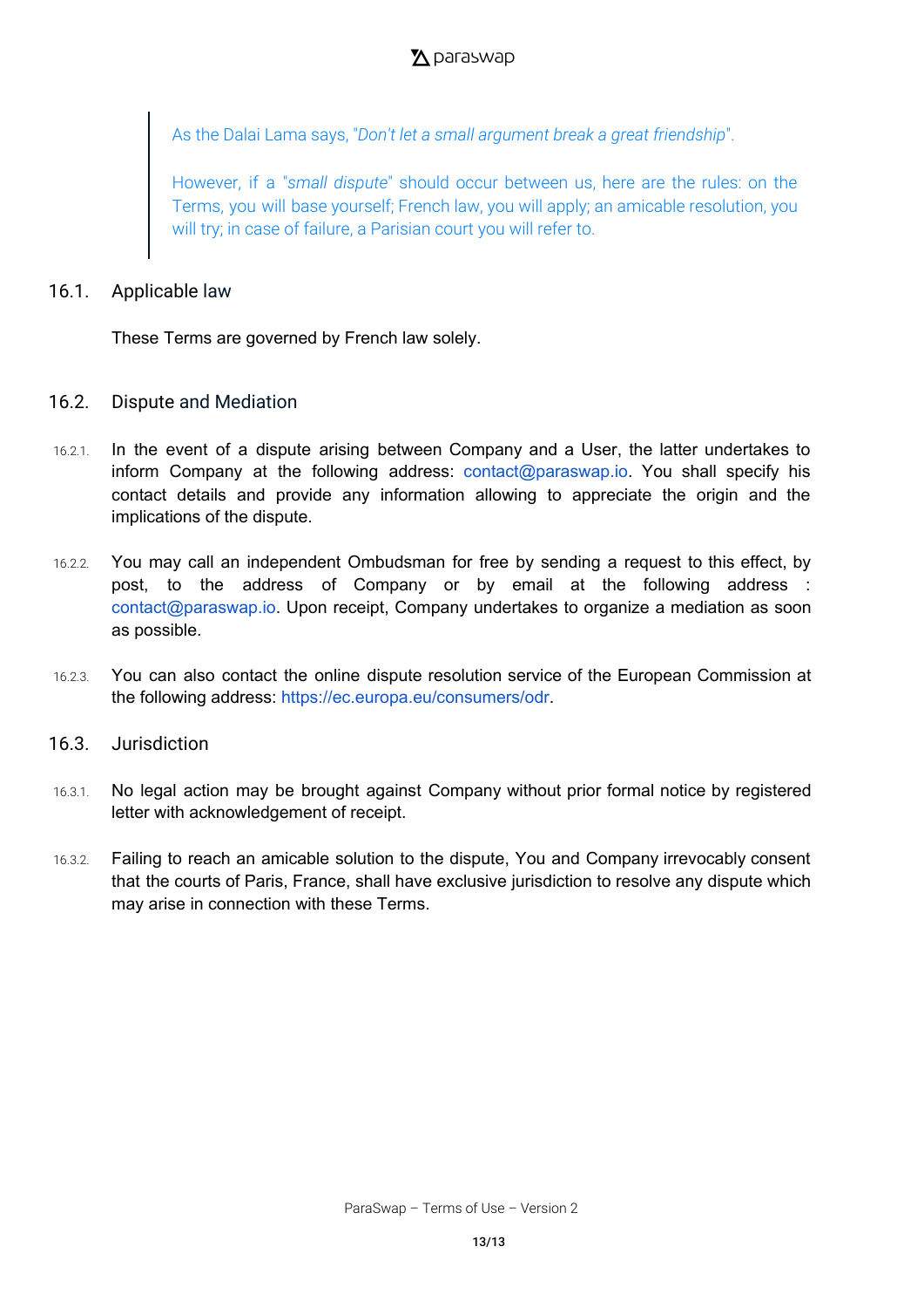> As the Dalai Lama says, "*Don't let a small argument break a great friendship*".
>
> However, if a "*small dispute*" should occur between us, here are the rules: on the Terms, you will base yourself; French law, you will apply; an amicable resolution, you will try; in case of failure, a Parisian court you will refer to.

### 16.1. Applicable law

These Terms are governed by French law solely.

### 16.2. Dispute and Mediation

16.2.1. In the event of a dispute arising between Company and a User, the latter undertakes to inform Company at the following address: contact@paraswap.io. You shall specify his contact details and provide any information allowing to appreciate the origin and the implications of the dispute.

16.2.2. You may call an independent Ombudsman for free by sending a request to this effect, by post, to the address of Company or by email at the following address : contact@paraswap.io. Upon receipt, Company undertakes to organize a mediation as soon as possible.

16.2.3. You can also contact the online dispute resolution service of the European Commission at the following address: https://ec.europa.eu/consumers/odr.

### 16.3. Jurisdiction

16.3.1. No legal action may be brought against Company without prior formal notice by registered letter with acknowledgement of receipt.

16.3.2. Failing to reach an amicable solution to the dispute, You and Company irrevocably consent that the courts of Paris, France, shall have exclusive jurisdiction to resolve any dispute which may arise in connection with these Terms.